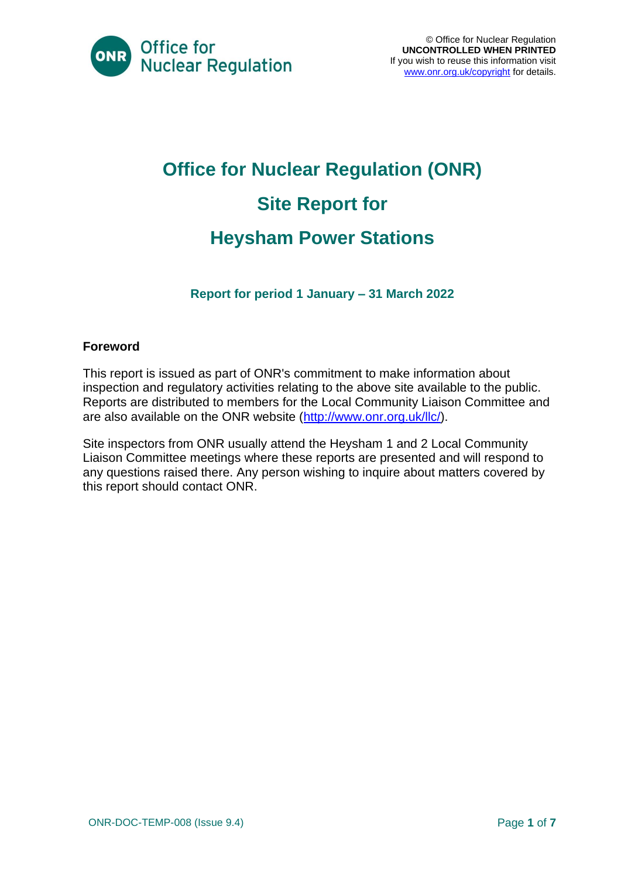© Office for Nuclear Regulation
**UNCONTROLLED WHEN PRINTED**
If you wish to reuse this information visit [www.onr.org.uk/copyright](www.onr.org.uk/copyright) for details.

# Office for Nuclear Regulation (ONR)

# Site Report for

# Heysham Power Stations

### Report for period 1 January – 31 March 2022

## Foreword

This report is issued as part of ONR's commitment to make information about inspection and regulatory activities relating to the above site available to the public. Reports are distributed to members for the Local Community Liaison Committee and are also available on the ONR website ([http://www.onr.org.uk/llc/](http://www.onr.org.uk/llc/)).

Site inspectors from ONR usually attend the Heysham 1 and 2 Local Community Liaison Committee meetings where these reports are presented and will respond to any questions raised there. Any person wishing to inquire about matters covered by this report should contact ONR.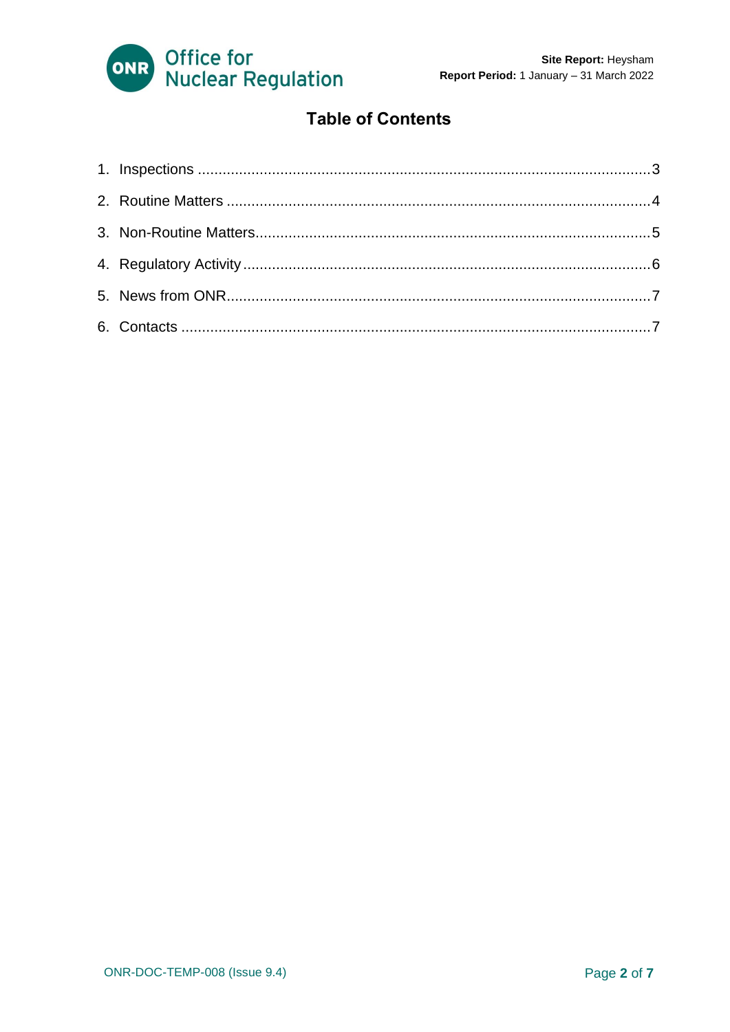# Table of Contents

1. Inspections ........................................................................................................... 3
2. Routine Matters ..................................................................................................... 4
3. Non-Routine Matters ............................................................................................. 5
4. Regulatory Activity ................................................................................................. 6
5. News from ONR ..................................................................................................... 7
6. Contacts ................................................................................................................ 7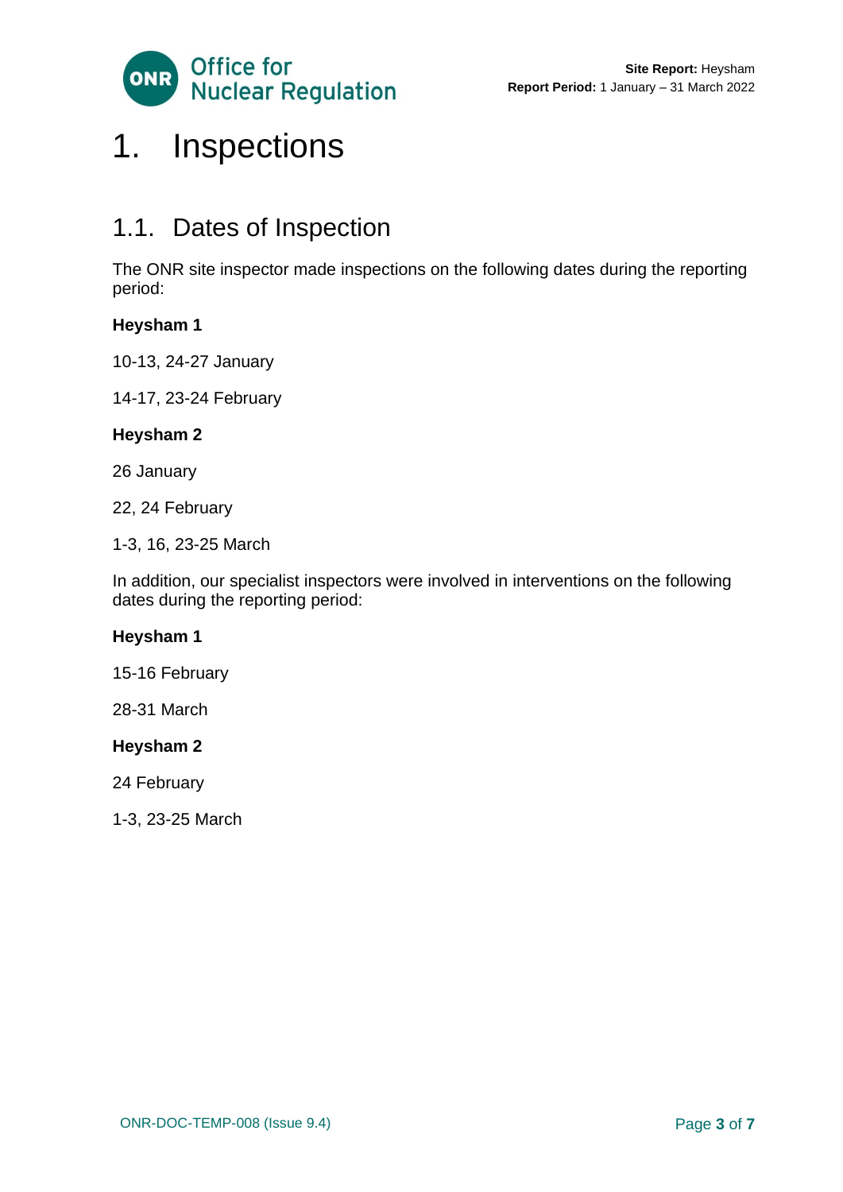# 1. Inspections

## 1.1. Dates of Inspection

The ONR site inspector made inspections on the following dates during the reporting period:

**Heysham 1**

10-13, 24-27 January

14-17, 23-24 February

**Heysham 2**

26 January

22, 24 February

1-3, 16, 23-25 March

In addition, our specialist inspectors were involved in interventions on the following dates during the reporting period:

**Heysham 1**

15-16 February

28-31 March

**Heysham 2**

24 February

1-3, 23-25 March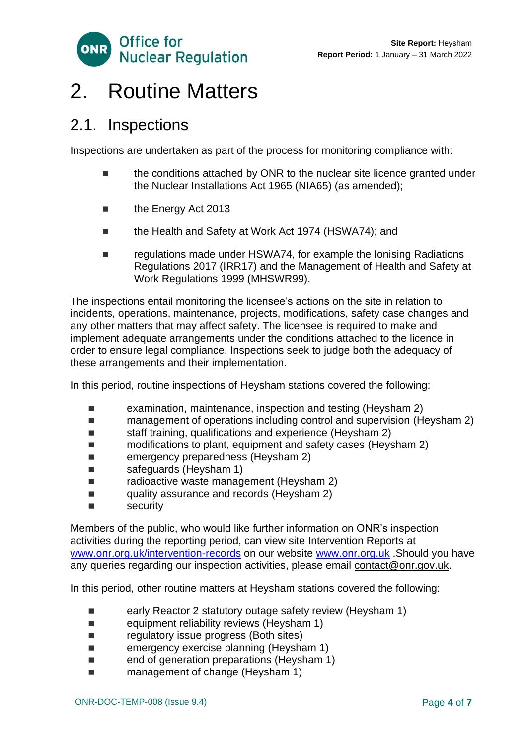# 2. Routine Matters

## 2.1. Inspections

Inspections are undertaken as part of the process for monitoring compliance with:

- the conditions attached by ONR to the nuclear site licence granted under the Nuclear Installations Act 1965 (NIA65) (as amended);
- the Energy Act 2013
- the Health and Safety at Work Act 1974 (HSWA74); and
- regulations made under HSWA74, for example the Ionising Radiations Regulations 2017 (IRR17) and the Management of Health and Safety at Work Regulations 1999 (MHSWR99).

The inspections entail monitoring the licensee's actions on the site in relation to incidents, operations, maintenance, projects, modifications, safety case changes and any other matters that may affect safety. The licensee is required to make and implement adequate arrangements under the conditions attached to the licence in order to ensure legal compliance. Inspections seek to judge both the adequacy of these arrangements and their implementation.

In this period, routine inspections of Heysham stations covered the following:

- examination, maintenance, inspection and testing (Heysham 2)
- management of operations including control and supervision (Heysham 2)
- staff training, qualifications and experience (Heysham 2)
- modifications to plant, equipment and safety cases (Heysham 2)
- emergency preparedness (Heysham 2)
- safeguards (Heysham 1)
- radioactive waste management (Heysham 2)
- quality assurance and records (Heysham 2)
- security

Members of the public, who would like further information on ONR's inspection activities during the reporting period, can view site Intervention Reports at www.onr.org.uk/intervention-records on our website www.onr.org.uk .Should you have any queries regarding our inspection activities, please email contact@onr.gov.uk.

In this period, other routine matters at Heysham stations covered the following:

- early Reactor 2 statutory outage safety review (Heysham 1)
- equipment reliability reviews (Heysham 1)
- regulatory issue progress (Both sites)
- emergency exercise planning (Heysham 1)
- end of generation preparations (Heysham 1)
- management of change (Heysham 1)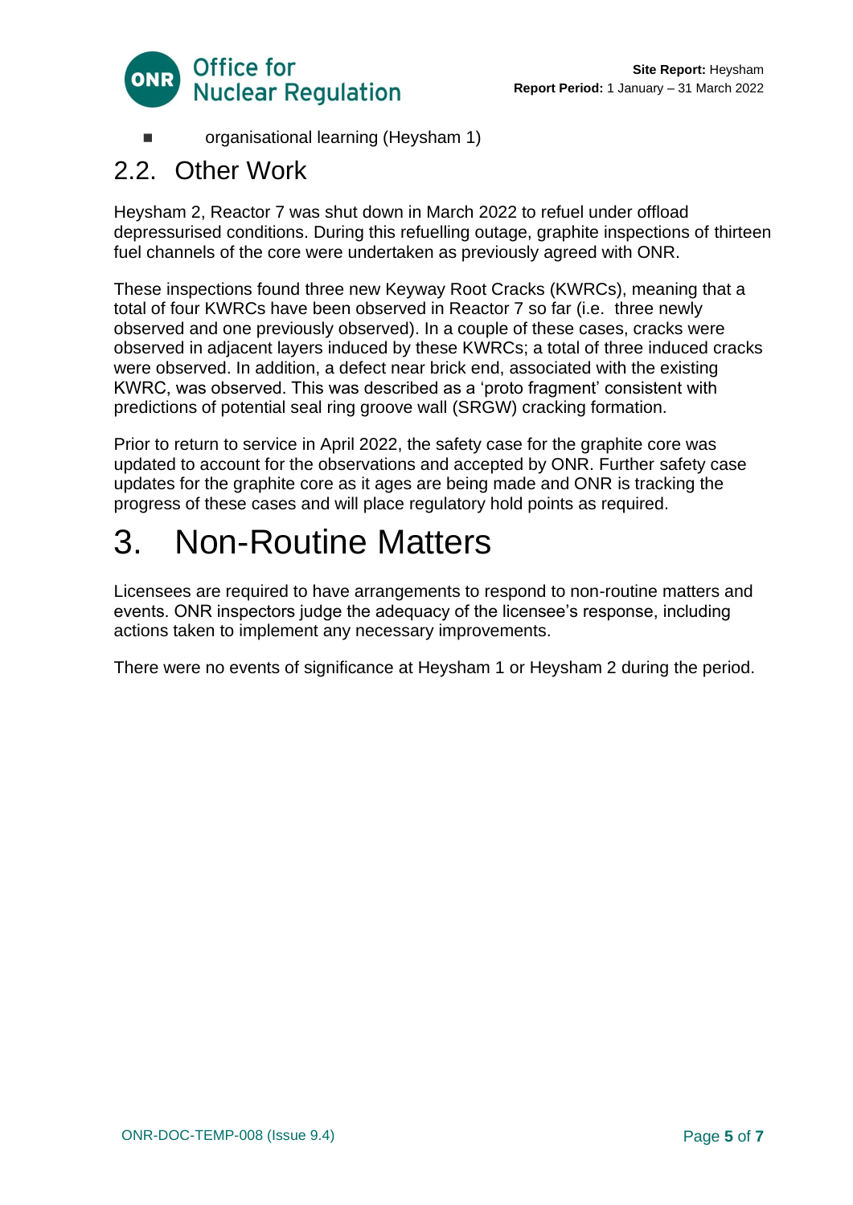- organisational learning (Heysham 1)

## 2.2. Other Work

Heysham 2, Reactor 7 was shut down in March 2022 to refuel under offload depressurised conditions. During this refuelling outage, graphite inspections of thirteen fuel channels of the core were undertaken as previously agreed with ONR.

These inspections found three new Keyway Root Cracks (KWRCs), meaning that a total of four KWRCs have been observed in Reactor 7 so far (i.e. three newly observed and one previously observed). In a couple of these cases, cracks were observed in adjacent layers induced by these KWRCs; a total of three induced cracks were observed. In addition, a defect near brick end, associated with the existing KWRC, was observed. This was described as a 'proto fragment' consistent with predictions of potential seal ring groove wall (SRGW) cracking formation.

Prior to return to service in April 2022, the safety case for the graphite core was updated to account for the observations and accepted by ONR. Further safety case updates for the graphite core as it ages are being made and ONR is tracking the progress of these cases and will place regulatory hold points as required.

# 3. Non-Routine Matters

Licensees are required to have arrangements to respond to non-routine matters and events. ONR inspectors judge the adequacy of the licensee's response, including actions taken to implement any necessary improvements.

There were no events of significance at Heysham 1 or Heysham 2 during the period.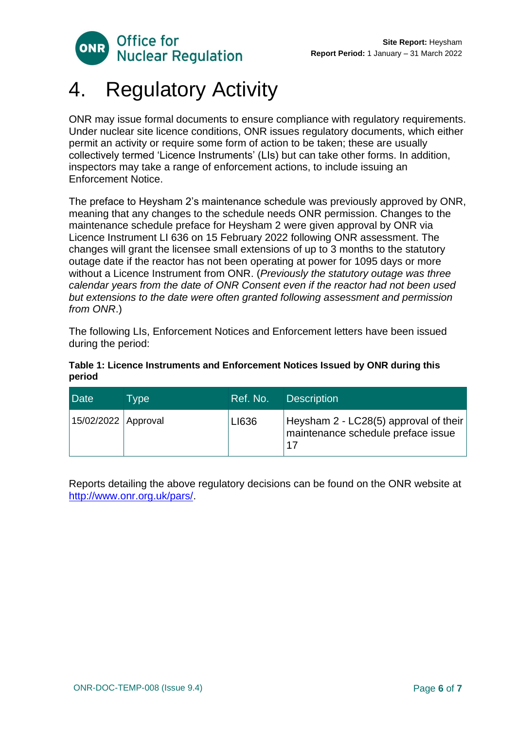# 4. Regulatory Activity

ONR may issue formal documents to ensure compliance with regulatory requirements. Under nuclear site licence conditions, ONR issues regulatory documents, which either permit an activity or require some form of action to be taken; these are usually collectively termed 'Licence Instruments' (LIs) but can take other forms. In addition, inspectors may take a range of enforcement actions, to include issuing an Enforcement Notice.

The preface to Heysham 2's maintenance schedule was previously approved by ONR, meaning that any changes to the schedule needs ONR permission. Changes to the maintenance schedule preface for Heysham 2 were given approval by ONR via Licence Instrument LI 636 on 15 February 2022 following ONR assessment. The changes will grant the licensee small extensions of up to 3 months to the statutory outage date if the reactor has not been operating at power for 1095 days or more without a Licence Instrument from ONR. (*Previously the statutory outage was three calendar years from the date of ONR Consent even if the reactor had not been used but extensions to the date were often granted following assessment and permission from ONR*.)

The following LIs, Enforcement Notices and Enforcement letters have been issued during the period:

**Table 1: Licence Instruments and Enforcement Notices Issued by ONR during this period**

| Date | Type | Ref. No. | Description |
|---|---|---|---|
| 15/02/2022 | Approval | LI636 | Heysham 2 - LC28(5) approval of their maintenance schedule preface issue 17 |

Reports detailing the above regulatory decisions can be found on the ONR website at http://www.onr.org.uk/pars/.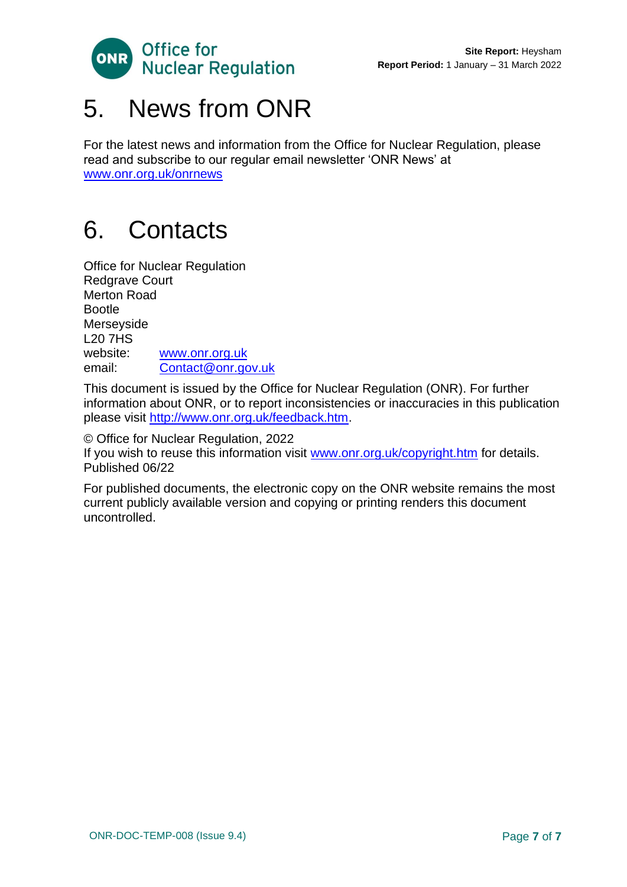# 5. News from ONR

For the latest news and information from the Office for Nuclear Regulation, please read and subscribe to our regular email newsletter 'ONR News' at www.onr.org.uk/onrnews

# 6. Contacts

Office for Nuclear Regulation
Redgrave Court
Merton Road
Bootle
Merseyside
L20 7HS
website: www.onr.org.uk
email: Contact@onr.gov.uk

This document is issued by the Office for Nuclear Regulation (ONR). For further information about ONR, or to report inconsistencies or inaccuracies in this publication please visit http://www.onr.org.uk/feedback.htm.

© Office for Nuclear Regulation, 2022
If you wish to reuse this information visit www.onr.org.uk/copyright.htm for details.
Published 06/22

For published documents, the electronic copy on the ONR website remains the most current publicly available version and copying or printing renders this document uncontrolled.